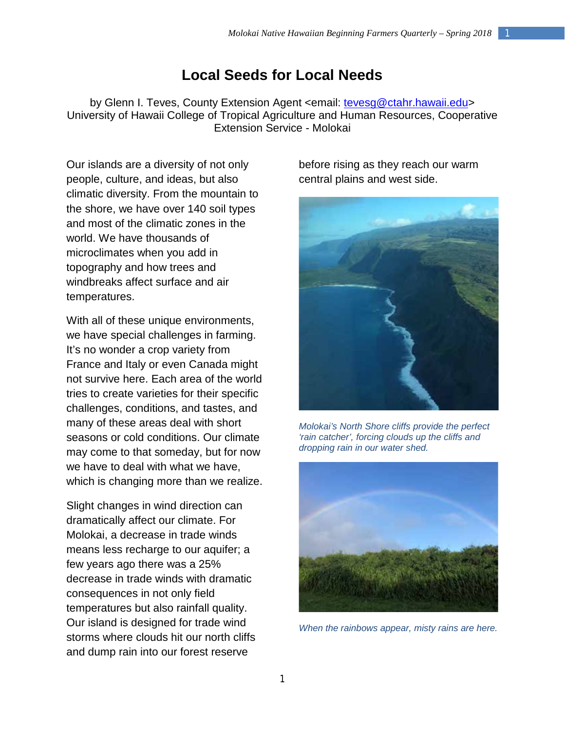# Local Seeds for Local Needs

by Glenn I. Teves, County Extension Agent <email: tevesg@ctahr.hawaii.edu>
University of Hawaii College of Tropical Agriculture and Human Resources, Cooperative Extension Service - Molokai

Our islands are a diversity of not only people, culture, and ideas, but also climatic diversity. From the mountain to the shore, we have over 140 soil types and most of the climatic zones in the world. We have thousands of microclimates when you add in topography and how trees and windbreaks affect surface and air temperatures.

With all of these unique environments, we have special challenges in farming. It's no wonder a crop variety from France and Italy or even Canada might not survive here. Each area of the world tries to create varieties for their specific challenges, conditions, and tastes, and many of these areas deal with short seasons or cold conditions. Our climate may come to that someday, but for now we have to deal with what we have, which is changing more than we realize.

Slight changes in wind direction can dramatically affect our climate. For Molokai, a decrease in trade winds means less recharge to our aquifer; a few years ago there was a 25% decrease in trade winds with dramatic consequences in not only field temperatures but also rainfall quality. Our island is designed for trade wind storms where clouds hit our north cliffs and dump rain into our forest reserve before rising as they reach our warm central plains and west side.

*Molokai's North Shore cliffs provide the perfect 'rain catcher', forcing clouds up the cliffs and dropping rain in our water shed.*

*When the rainbows appear, misty rains are here.*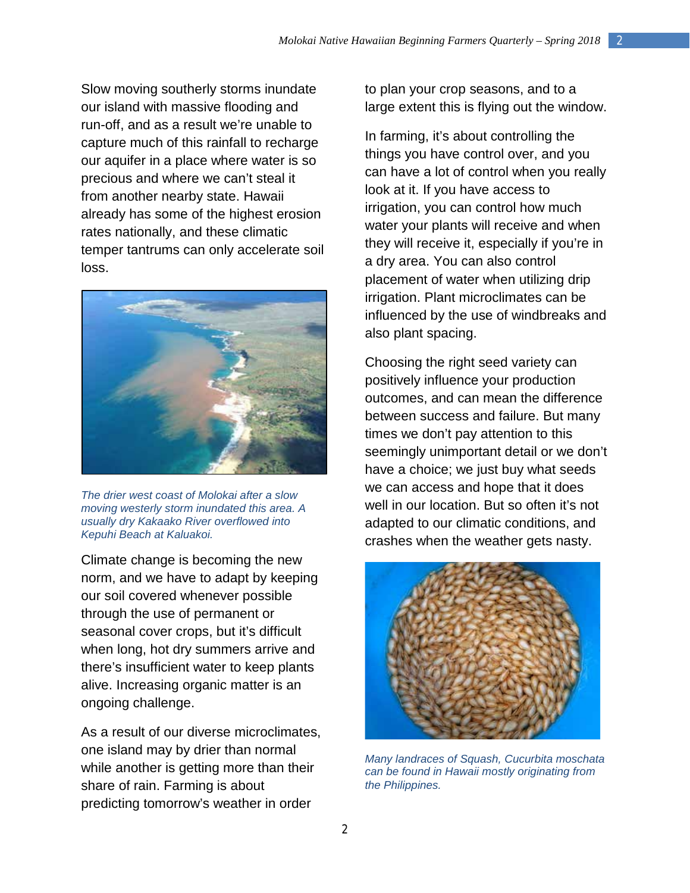Slow moving southerly storms inundate our island with massive flooding and run-off, and as a result we're unable to capture much of this rainfall to recharge our aquifer in a place where water is so precious and where we can't steal it from another nearby state. Hawaii already has some of the highest erosion rates nationally, and these climatic temper tantrums can only accelerate soil loss.

*The drier west coast of Molokai after a slow moving westerly storm inundated this area. A usually dry Kakaako River overflowed into Kepuhi Beach at Kaluakoi.*

Climate change is becoming the new norm, and we have to adapt by keeping our soil covered whenever possible through the use of permanent or seasonal cover crops, but it's difficult when long, hot dry summers arrive and there's insufficient water to keep plants alive. Increasing organic matter is an ongoing challenge.

As a result of our diverse microclimates, one island may by drier than normal while another is getting more than their share of rain. Farming is about predicting tomorrow's weather in order to plan your crop seasons, and to a large extent this is flying out the window.

In farming, it's about controlling the things you have control over, and you can have a lot of control when you really look at it. If you have access to irrigation, you can control how much water your plants will receive and when they will receive it, especially if you're in a dry area. You can also control placement of water when utilizing drip irrigation. Plant microclimates can be influenced by the use of windbreaks and also plant spacing.

Choosing the right seed variety can positively influence your production outcomes, and can mean the difference between success and failure. But many times we don't pay attention to this seemingly unimportant detail or we don't have a choice; we just buy what seeds we can access and hope that it does well in our location. But so often it's not adapted to our climatic conditions, and crashes when the weather gets nasty.

*Many landraces of Squash, Cucurbita moschata can be found in Hawaii mostly originating from the Philippines.*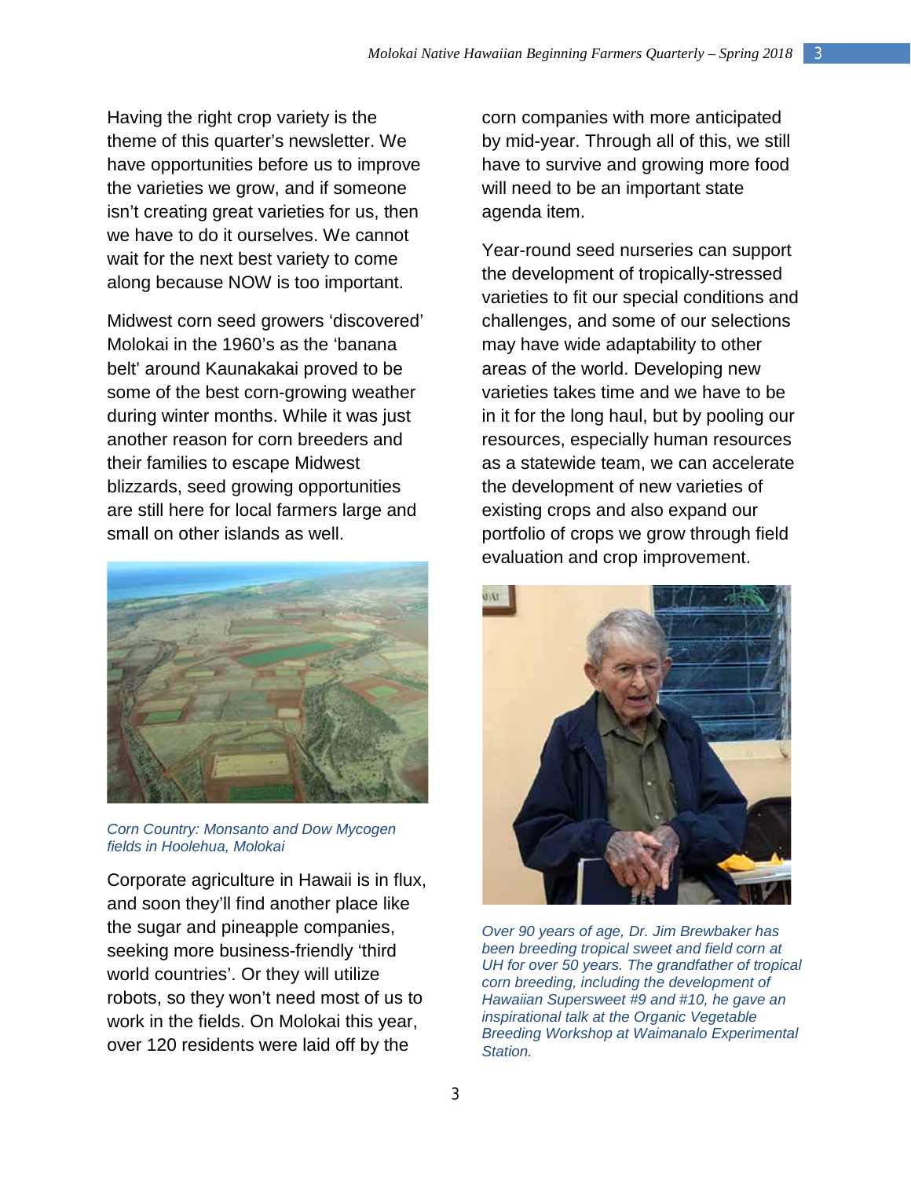Having the right crop variety is the theme of this quarter's newsletter. We have opportunities before us to improve the varieties we grow, and if someone isn't creating great varieties for us, then we have to do it ourselves. We cannot wait for the next best variety to come along because NOW is too important.

Midwest corn seed growers 'discovered' Molokai in the 1960's as the 'banana belt' around Kaunakakai proved to be some of the best corn-growing weather during winter months. While it was just another reason for corn breeders and their families to escape Midwest blizzards, seed growing opportunities are still here for local farmers large and small on other islands as well.

*Corn Country: Monsanto and Dow Mycogen fields in Hoolehua, Molokai*

Corporate agriculture in Hawaii is in flux, and soon they'll find another place like the sugar and pineapple companies, seeking more business-friendly 'third world countries'. Or they will utilize robots, so they won't need most of us to work in the fields. On Molokai this year, over 120 residents were laid off by the corn companies with more anticipated by mid-year. Through all of this, we still have to survive and growing more food will need to be an important state agenda item.

Year-round seed nurseries can support the development of tropically-stressed varieties to fit our special conditions and challenges, and some of our selections may have wide adaptability to other areas of the world. Developing new varieties takes time and we have to be in it for the long haul, but by pooling our resources, especially human resources as a statewide team, we can accelerate the development of new varieties of existing crops and also expand our portfolio of crops we grow through field evaluation and crop improvement.

*Over 90 years of age, Dr. Jim Brewbaker has been breeding tropical sweet and field corn at UH for over 50 years. The grandfather of tropical corn breeding, including the development of Hawaiian Supersweet #9 and #10, he gave an inspirational talk at the Organic Vegetable Breeding Workshop at Waimanalo Experimental Station.*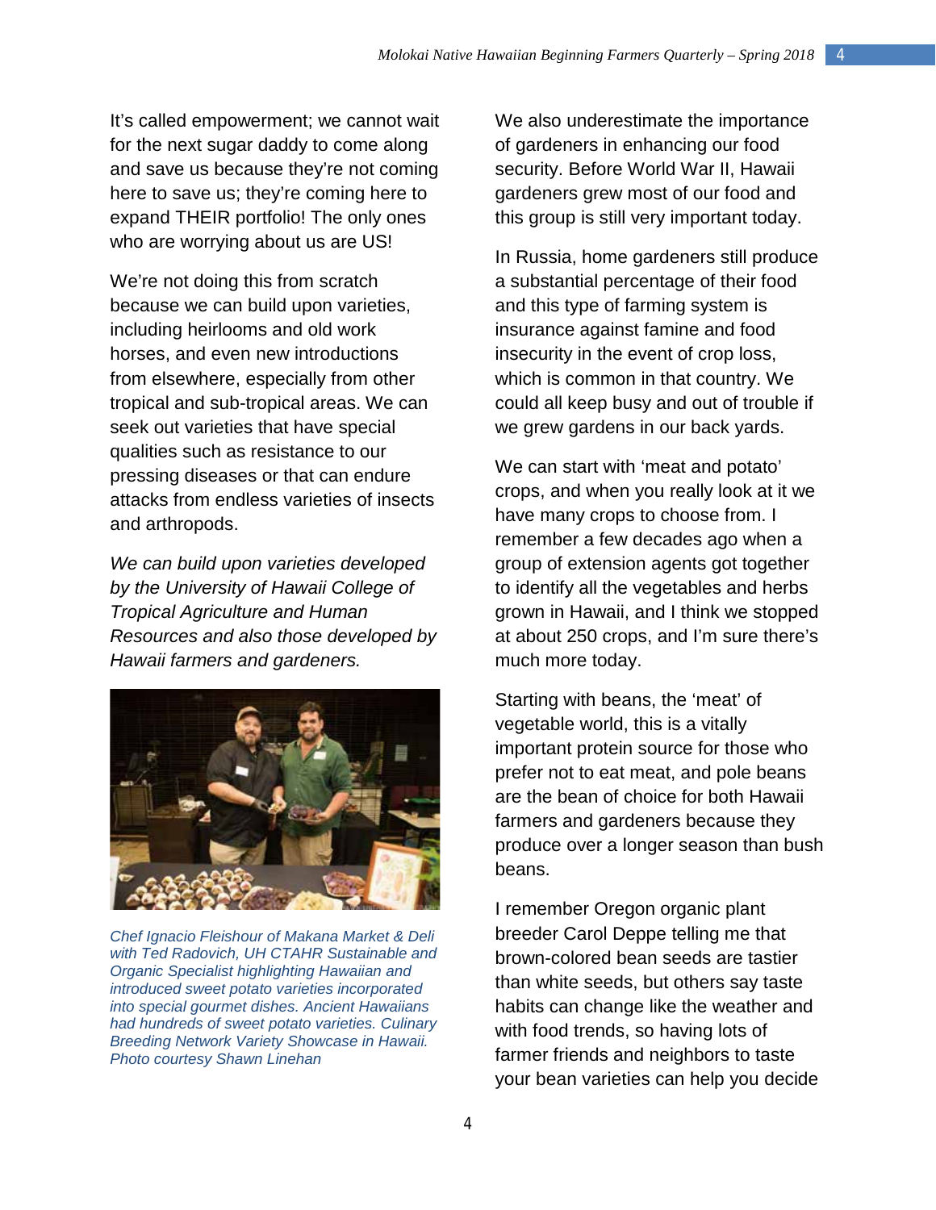It's called empowerment; we cannot wait for the next sugar daddy to come along and save us because they're not coming here to save us; they're coming here to expand THEIR portfolio! The only ones who are worrying about us are US!

We're not doing this from scratch because we can build upon varieties, including heirlooms and old work horses, and even new introductions from elsewhere, especially from other tropical and sub-tropical areas. We can seek out varieties that have special qualities such as resistance to our pressing diseases or that can endure attacks from endless varieties of insects and arthropods.

*We can build upon varieties developed by the University of Hawaii College of Tropical Agriculture and Human Resources and also those developed by Hawaii farmers and gardeners.*

*Chef Ignacio Fleishour of Makana Market & Deli with Ted Radovich, UH CTAHR Sustainable and Organic Specialist highlighting Hawaiian and introduced sweet potato varieties incorporated into special gourmet dishes. Ancient Hawaiians had hundreds of sweet potato varieties. Culinary Breeding Network Variety Showcase in Hawaii. Photo courtesy Shawn Linehan*

We also underestimate the importance of gardeners in enhancing our food security. Before World War II, Hawaii gardeners grew most of our food and this group is still very important today.

In Russia, home gardeners still produce a substantial percentage of their food and this type of farming system is insurance against famine and food insecurity in the event of crop loss, which is common in that country. We could all keep busy and out of trouble if we grew gardens in our back yards.

We can start with 'meat and potato' crops, and when you really look at it we have many crops to choose from. I remember a few decades ago when a group of extension agents got together to identify all the vegetables and herbs grown in Hawaii, and I think we stopped at about 250 crops, and I'm sure there's much more today.

Starting with beans, the 'meat' of vegetable world, this is a vitally important protein source for those who prefer not to eat meat, and pole beans are the bean of choice for both Hawaii farmers and gardeners because they produce over a longer season than bush beans.

I remember Oregon organic plant breeder Carol Deppe telling me that brown-colored bean seeds are tastier than white seeds, but others say taste habits can change like the weather and with food trends, so having lots of farmer friends and neighbors to taste your bean varieties can help you decide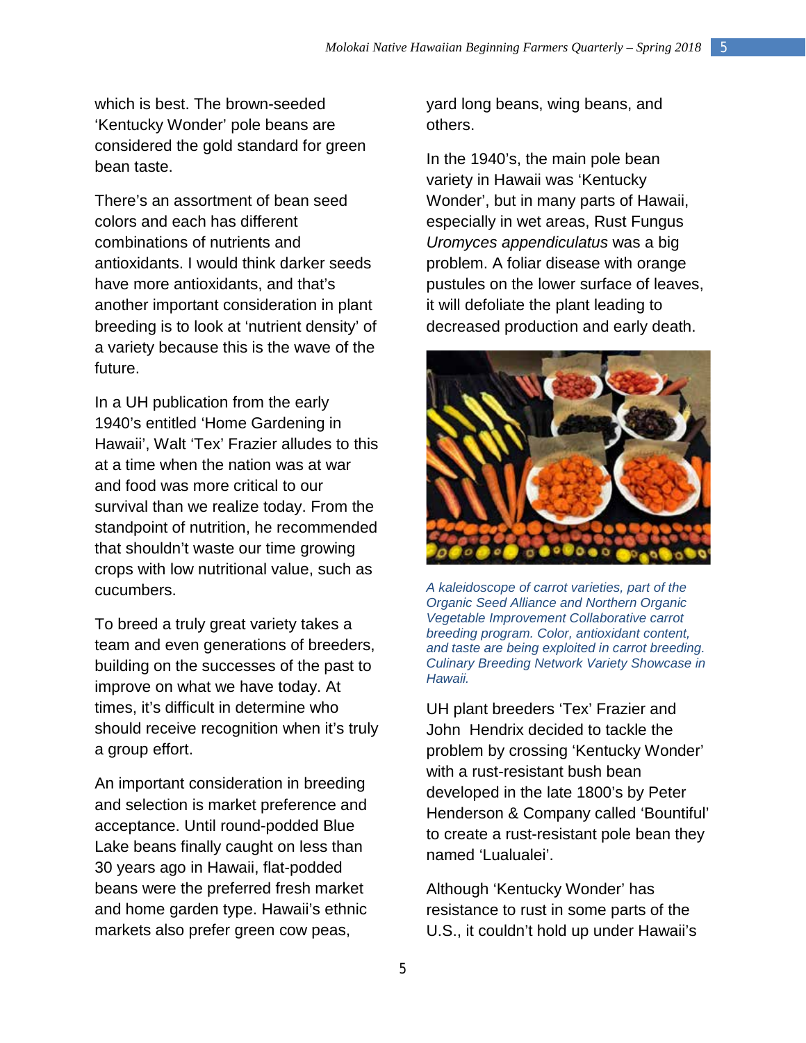which is best. The brown-seeded 'Kentucky Wonder' pole beans are considered the gold standard for green bean taste.

There's an assortment of bean seed colors and each has different combinations of nutrients and antioxidants. I would think darker seeds have more antioxidants, and that's another important consideration in plant breeding is to look at 'nutrient density' of a variety because this is the wave of the future.

In a UH publication from the early 1940's entitled 'Home Gardening in Hawaii', Walt 'Tex' Frazier alludes to this at a time when the nation was at war and food was more critical to our survival than we realize today. From the standpoint of nutrition, he recommended that shouldn't waste our time growing crops with low nutritional value, such as cucumbers.

To breed a truly great variety takes a team and even generations of breeders, building on the successes of the past to improve on what we have today. At times, it's difficult in determine who should receive recognition when it's truly a group effort.

An important consideration in breeding and selection is market preference and acceptance. Until round-podded Blue Lake beans finally caught on less than 30 years ago in Hawaii, flat-podded beans were the preferred fresh market and home garden type. Hawaii's ethnic markets also prefer green cow peas, yard long beans, wing beans, and others.

In the 1940's, the main pole bean variety in Hawaii was 'Kentucky Wonder', but in many parts of Hawaii, especially in wet areas, Rust Fungus *Uromyces appendiculatus* was a big problem. A foliar disease with orange pustules on the lower surface of leaves, it will defoliate the plant leading to decreased production and early death.

*A kaleidoscope of carrot varieties, part of the Organic Seed Alliance and Northern Organic Vegetable Improvement Collaborative carrot breeding program. Color, antioxidant content, and taste are being exploited in carrot breeding. Culinary Breeding Network Variety Showcase in Hawaii.*

UH plant breeders 'Tex' Frazier and John Hendrix decided to tackle the problem by crossing 'Kentucky Wonder' with a rust-resistant bush bean developed in the late 1800's by Peter Henderson & Company called 'Bountiful' to create a rust-resistant pole bean they named 'Lualualei'.

Although 'Kentucky Wonder' has resistance to rust in some parts of the U.S., it couldn't hold up under Hawaii's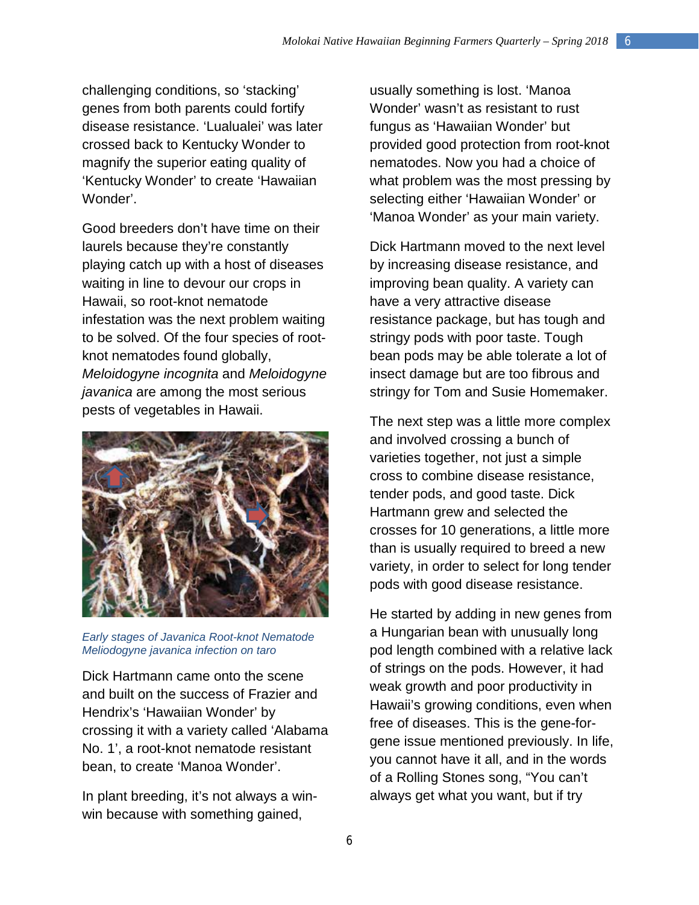challenging conditions, so 'stacking' genes from both parents could fortify disease resistance. 'Lualualei' was later crossed back to Kentucky Wonder to magnify the superior eating quality of 'Kentucky Wonder' to create 'Hawaiian Wonder'.

Good breeders don't have time on their laurels because they're constantly playing catch up with a host of diseases waiting in line to devour our crops in Hawaii, so root-knot nematode infestation was the next problem waiting to be solved. Of the four species of root-knot nematodes found globally, *Meloidogyne incognita* and *Meloidogyne javanica* are among the most serious pests of vegetables in Hawaii.

*Early stages of Javanica Root-knot Nematode Meliodogyne javanica infection on taro*

Dick Hartmann came onto the scene and built on the success of Frazier and Hendrix's 'Hawaiian Wonder' by crossing it with a variety called 'Alabama No. 1', a root-knot nematode resistant bean, to create 'Manoa Wonder'.

In plant breeding, it's not always a win-win because with something gained, usually something is lost. 'Manoa Wonder' wasn't as resistant to rust fungus as 'Hawaiian Wonder' but provided good protection from root-knot nematodes. Now you had a choice of what problem was the most pressing by selecting either 'Hawaiian Wonder' or 'Manoa Wonder' as your main variety.

Dick Hartmann moved to the next level by increasing disease resistance, and improving bean quality. A variety can have a very attractive disease resistance package, but has tough and stringy pods with poor taste. Tough bean pods may be able tolerate a lot of insect damage but are too fibrous and stringy for Tom and Susie Homemaker.

The next step was a little more complex and involved crossing a bunch of varieties together, not just a simple cross to combine disease resistance, tender pods, and good taste. Dick Hartmann grew and selected the crosses for 10 generations, a little more than is usually required to breed a new variety, in order to select for long tender pods with good disease resistance.

He started by adding in new genes from a Hungarian bean with unusually long pod length combined with a relative lack of strings on the pods. However, it had weak growth and poor productivity in Hawaii's growing conditions, even when free of diseases. This is the gene-for-gene issue mentioned previously. In life, you cannot have it all, and in the words of a Rolling Stones song, "You can't always get what you want, but if try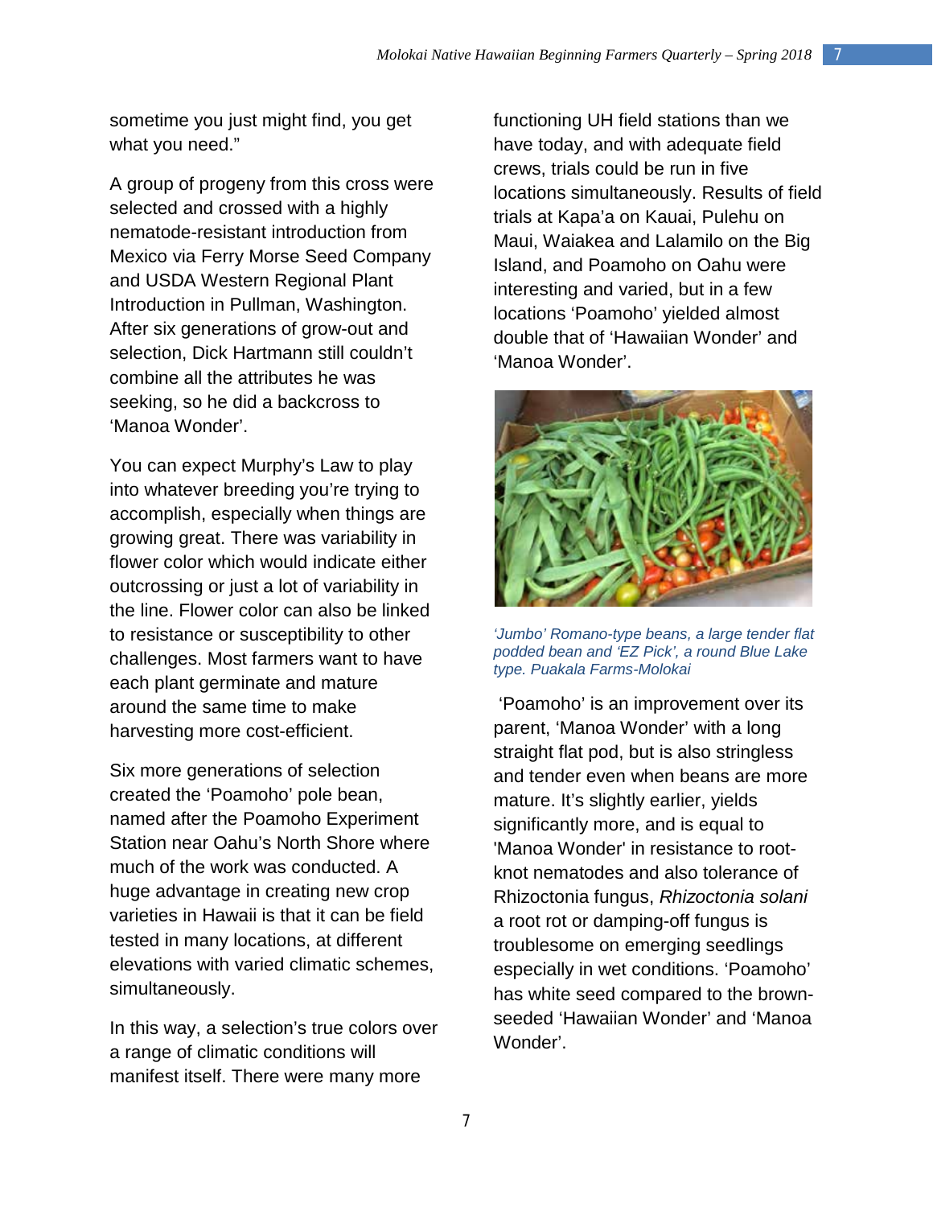sometime you just might find, you get what you need."

A group of progeny from this cross were selected and crossed with a highly nematode-resistant introduction from Mexico via Ferry Morse Seed Company and USDA Western Regional Plant Introduction in Pullman, Washington. After six generations of grow-out and selection, Dick Hartmann still couldn't combine all the attributes he was seeking, so he did a backcross to 'Manoa Wonder'.

You can expect Murphy's Law to play into whatever breeding you're trying to accomplish, especially when things are growing great. There was variability in flower color which would indicate either outcrossing or just a lot of variability in the line. Flower color can also be linked to resistance or susceptibility to other challenges. Most farmers want to have each plant germinate and mature around the same time to make harvesting more cost-efficient.

Six more generations of selection created the 'Poamoho' pole bean, named after the Poamoho Experiment Station near Oahu's North Shore where much of the work was conducted. A huge advantage in creating new crop varieties in Hawaii is that it can be field tested in many locations, at different elevations with varied climatic schemes, simultaneously.

In this way, a selection's true colors over a range of climatic conditions will manifest itself. There were many more functioning UH field stations than we have today, and with adequate field crews, trials could be run in five locations simultaneously. Results of field trials at Kapa'a on Kauai, Pulehu on Maui, Waiakea and Lalamilo on the Big Island, and Poamoho on Oahu were interesting and varied, but in a few locations 'Poamoho' yielded almost double that of 'Hawaiian Wonder' and 'Manoa Wonder'.

*'Jumbo' Romano-type beans, a large tender flat podded bean and 'EZ Pick', a round Blue Lake type. Puakala Farms-Molokai*

'Poamoho' is an improvement over its parent, 'Manoa Wonder' with a long straight flat pod, but is also stringless and tender even when beans are more mature. It's slightly earlier, yields significantly more, and is equal to 'Manoa Wonder' in resistance to root-knot nematodes and also tolerance of Rhizoctonia fungus, *Rhizoctonia solani* a root rot or damping-off fungus is troublesome on emerging seedlings especially in wet conditions. 'Poamoho' has white seed compared to the brown-seeded 'Hawaiian Wonder' and 'Manoa Wonder'.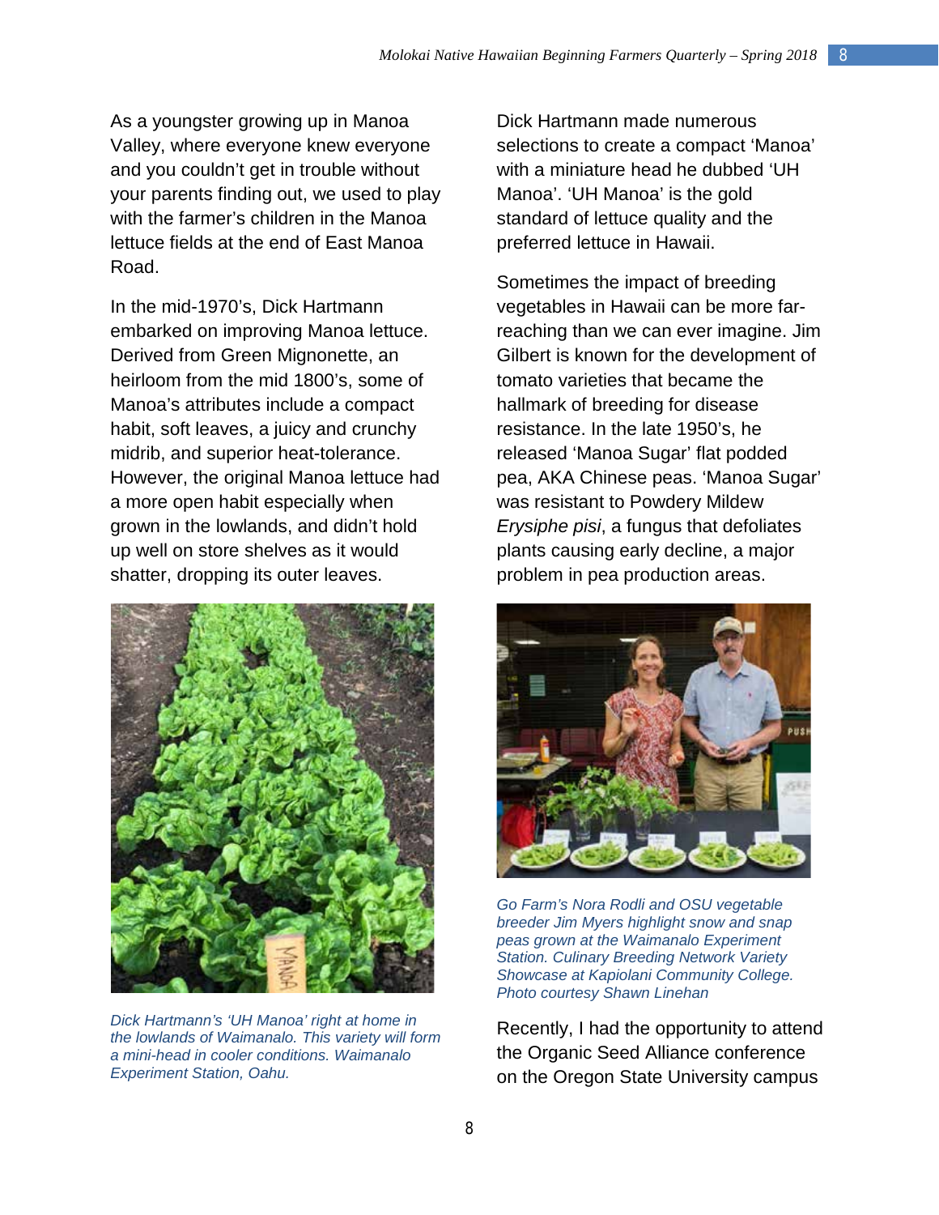As a youngster growing up in Manoa Valley, where everyone knew everyone and you couldn't get in trouble without your parents finding out, we used to play with the farmer's children in the Manoa lettuce fields at the end of East Manoa Road.

In the mid-1970's, Dick Hartmann embarked on improving Manoa lettuce. Derived from Green Mignonette, an heirloom from the mid 1800's, some of Manoa's attributes include a compact habit, soft leaves, a juicy and crunchy midrib, and superior heat-tolerance. However, the original Manoa lettuce had a more open habit especially when grown in the lowlands, and didn't hold up well on store shelves as it would shatter, dropping its outer leaves.

*Dick Hartmann's 'UH Manoa' right at home in the lowlands of Waimanalo. This variety will form a mini-head in cooler conditions. Waimanalo Experiment Station, Oahu.*

Dick Hartmann made numerous selections to create a compact 'Manoa' with a miniature head he dubbed 'UH Manoa'. 'UH Manoa' is the gold standard of lettuce quality and the preferred lettuce in Hawaii.

Sometimes the impact of breeding vegetables in Hawaii can be more far-reaching than we can ever imagine. Jim Gilbert is known for the development of tomato varieties that became the hallmark of breeding for disease resistance. In the late 1950's, he released 'Manoa Sugar' flat podded pea, AKA Chinese peas. 'Manoa Sugar' was resistant to Powdery Mildew *Erysiphe pisi*, a fungus that defoliates plants causing early decline, a major problem in pea production areas.

*Go Farm's Nora Rodli and OSU vegetable breeder Jim Myers highlight snow and snap peas grown at the Waimanalo Experiment Station. Culinary Breeding Network Variety Showcase at Kapiolani Community College. Photo courtesy Shawn Linehan*

Recently, I had the opportunity to attend the Organic Seed Alliance conference on the Oregon State University campus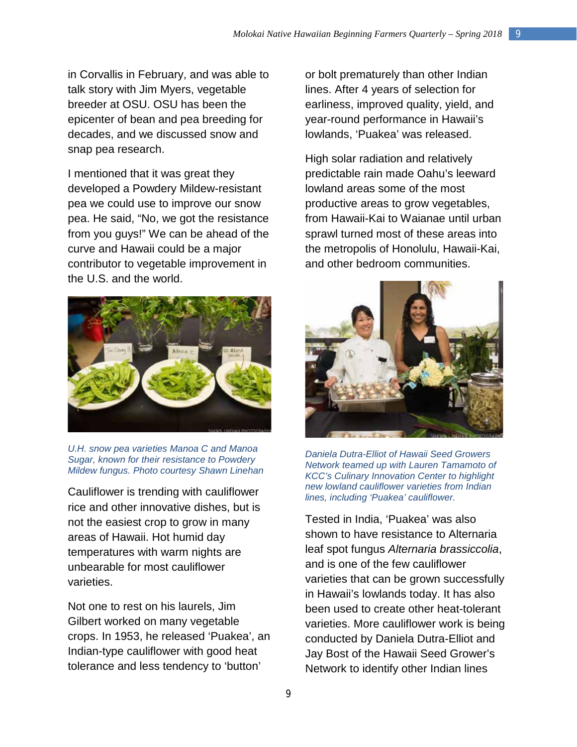in Corvallis in February, and was able to talk story with Jim Myers, vegetable breeder at OSU. OSU has been the epicenter of bean and pea breeding for decades, and we discussed snow and snap pea research.

I mentioned that it was great they developed a Powdery Mildew-resistant pea we could use to improve our snow pea. He said, "No, we got the resistance from you guys!" We can be ahead of the curve and Hawaii could be a major contributor to vegetable improvement in the U.S. and the world.

*U.H. snow pea varieties Manoa C and Manoa Sugar, known for their resistance to Powdery Mildew fungus. Photo courtesy Shawn Linehan*

Cauliflower is trending with cauliflower rice and other innovative dishes, but is not the easiest crop to grow in many areas of Hawaii. Hot humid day temperatures with warm nights are unbearable for most cauliflower varieties.

Not one to rest on his laurels, Jim Gilbert worked on many vegetable crops. In 1953, he released 'Puakea', an Indian-type cauliflower with good heat tolerance and less tendency to 'button' or bolt prematurely than other Indian lines. After 4 years of selection for earliness, improved quality, yield, and year-round performance in Hawaii's lowlands, 'Puakea' was released.

High solar radiation and relatively predictable rain made Oahu's leeward lowland areas some of the most productive areas to grow vegetables, from Hawaii-Kai to Waianae until urban sprawl turned most of these areas into the metropolis of Honolulu, Hawaii-Kai, and other bedroom communities.

*Daniela Dutra-Elliot of Hawaii Seed Growers Network teamed up with Lauren Tamamoto of KCC's Culinary Innovation Center to highlight new lowland cauliflower varieties from Indian lines, including 'Puakea' cauliflower.*

Tested in India, 'Puakea' was also shown to have resistance to Alternaria leaf spot fungus *Alternaria brassiccolia*, and is one of the few cauliflower varieties that can be grown successfully in Hawaii's lowlands today. It has also been used to create other heat-tolerant varieties. More cauliflower work is being conducted by Daniela Dutra-Elliot and Jay Bost of the Hawaii Seed Grower's Network to identify other Indian lines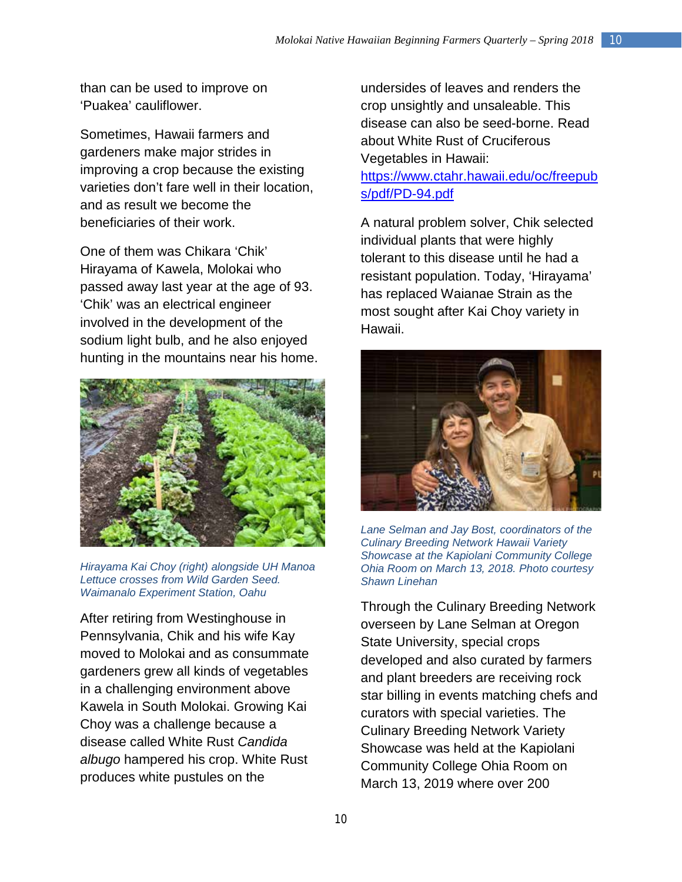than can be used to improve on ‘Puakea’ cauliflower.

Sometimes, Hawaii farmers and gardeners make major strides in improving a crop because the existing varieties don’t fare well in their location, and as result we become the beneficiaries of their work.

One of them was Chikara ‘Chik’ Hirayama of Kawela, Molokai who passed away last year at the age of 93. ‘Chik’ was an electrical engineer involved in the development of the sodium light bulb, and he also enjoyed hunting in the mountains near his home.

*Hirayama Kai Choy (right) alongside UH Manoa Lettuce crosses from Wild Garden Seed. Waimanalo Experiment Station, Oahu*

After retiring from Westinghouse in Pennsylvania, Chik and his wife Kay moved to Molokai and as consummate gardeners grew all kinds of vegetables in a challenging environment above Kawela in South Molokai. Growing Kai Choy was a challenge because a disease called White Rust *Candida albugo* hampered his crop. White Rust produces white pustules on the undersides of leaves and renders the crop unsightly and unsaleable. This disease can also be seed-borne. Read about White Rust of Cruciferous Vegetables in Hawaii: [https://www.ctahr.hawaii.edu/oc/freepubs/pdf/PD-94.pdf](https://www.ctahr.hawaii.edu/oc/freepubs/pdf/PD-94.pdf)

A natural problem solver, Chik selected individual plants that were highly tolerant to this disease until he had a resistant population. Today, ‘Hirayama’ has replaced Waianae Strain as the most sought after Kai Choy variety in Hawaii.

*Lane Selman and Jay Bost, coordinators of the Culinary Breeding Network Hawaii Variety Showcase at the Kapiolani Community College Ohia Room on March 13, 2018. Photo courtesy Shawn Linehan*

Through the Culinary Breeding Network overseen by Lane Selman at Oregon State University, special crops developed and also curated by farmers and plant breeders are receiving rock star billing in events matching chefs and curators with special varieties. The Culinary Breeding Network Variety Showcase was held at the Kapiolani Community College Ohia Room on March 13, 2019 where over 200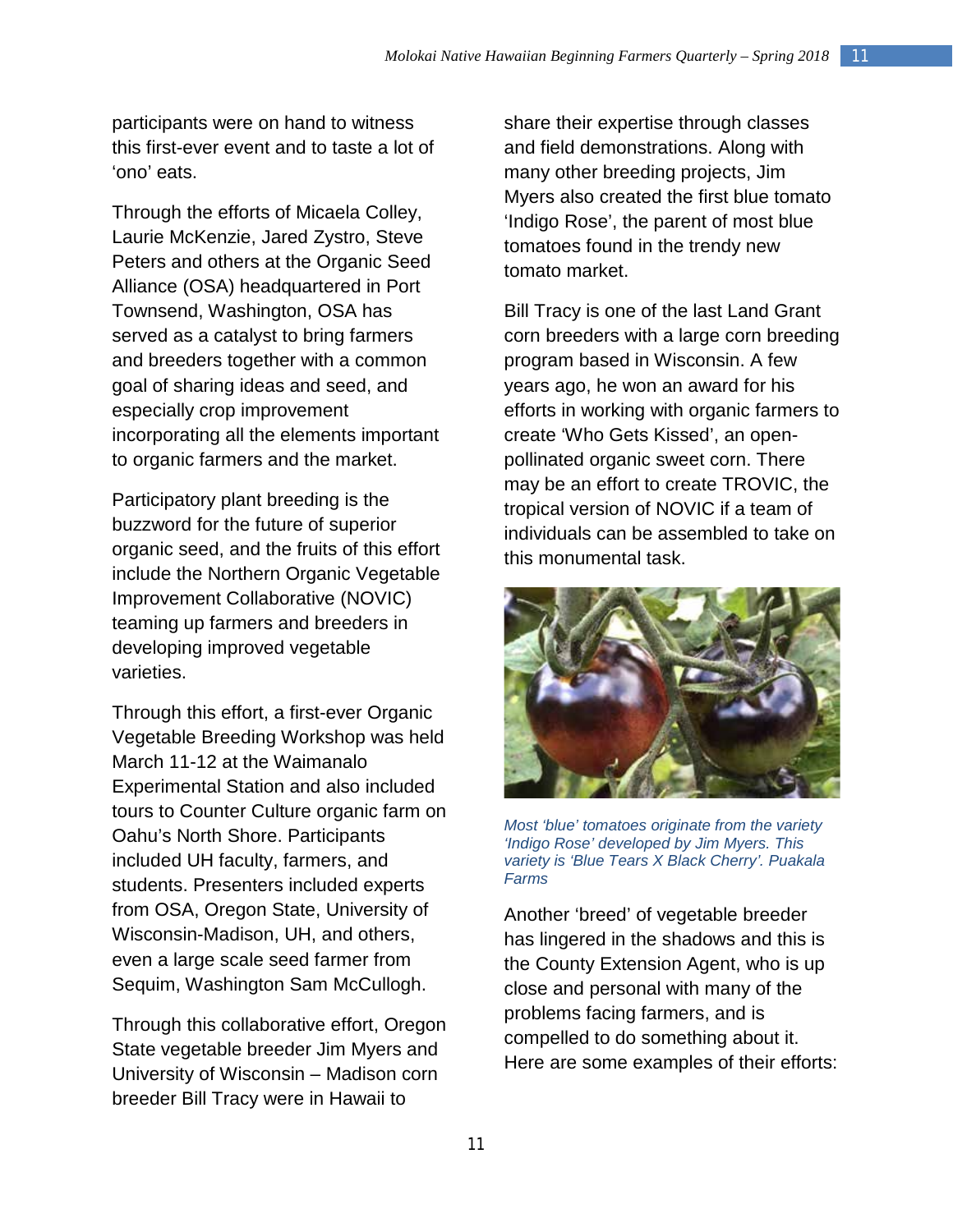participants were on hand to witness this first-ever event and to taste a lot of 'ono' eats.

Through the efforts of Micaela Colley, Laurie McKenzie, Jared Zystro, Steve Peters and others at the Organic Seed Alliance (OSA) headquartered in Port Townsend, Washington, OSA has served as a catalyst to bring farmers and breeders together with a common goal of sharing ideas and seed, and especially crop improvement incorporating all the elements important to organic farmers and the market.

Participatory plant breeding is the buzzword for the future of superior organic seed, and the fruits of this effort include the Northern Organic Vegetable Improvement Collaborative (NOVIC) teaming up farmers and breeders in developing improved vegetable varieties.

Through this effort, a first-ever Organic Vegetable Breeding Workshop was held March 11-12 at the Waimanalo Experimental Station and also included tours to Counter Culture organic farm on Oahu's North Shore. Participants included UH faculty, farmers, and students. Presenters included experts from OSA, Oregon State, University of Wisconsin-Madison, UH, and others, even a large scale seed farmer from Sequim, Washington Sam McCullogh.

Through this collaborative effort, Oregon State vegetable breeder Jim Myers and University of Wisconsin – Madison corn breeder Bill Tracy were in Hawaii to share their expertise through classes and field demonstrations. Along with many other breeding projects, Jim Myers also created the first blue tomato 'Indigo Rose', the parent of most blue tomatoes found in the trendy new tomato market.

Bill Tracy is one of the last Land Grant corn breeders with a large corn breeding program based in Wisconsin. A few years ago, he won an award for his efforts in working with organic farmers to create 'Who Gets Kissed', an open-pollinated organic sweet corn. There may be an effort to create TROVIC, the tropical version of NOVIC if a team of individuals can be assembled to take on this monumental task.

*Most 'blue' tomatoes originate from the variety 'Indigo Rose' developed by Jim Myers. This variety is 'Blue Tears X Black Cherry'. Puakala Farms*

Another 'breed' of vegetable breeder has lingered in the shadows and this is the County Extension Agent, who is up close and personal with many of the problems facing farmers, and is compelled to do something about it. Here are some examples of their efforts: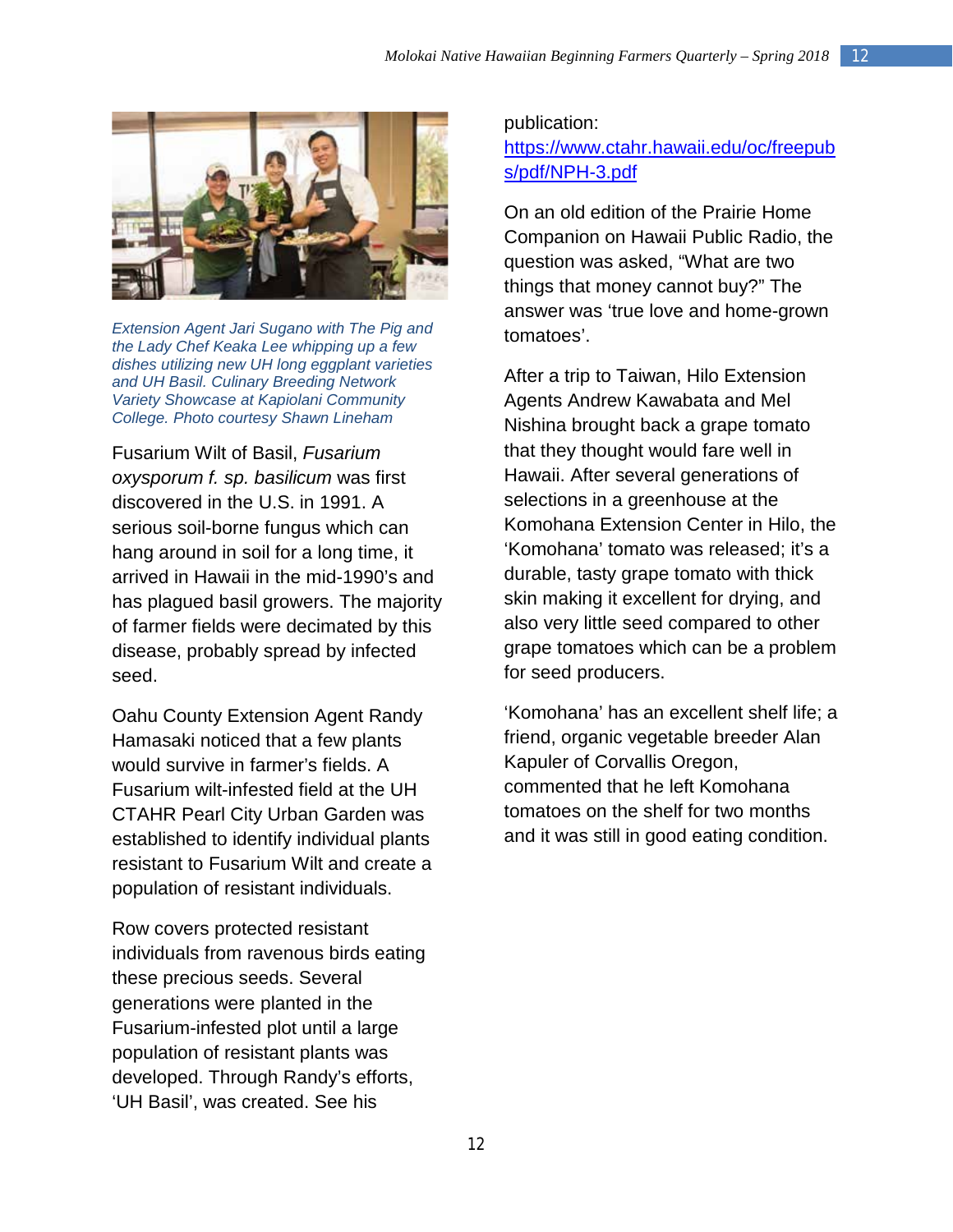*Extension Agent Jari Sugano with The Pig and the Lady Chef Keaka Lee whipping up a few dishes utilizing new UH long eggplant varieties and UH Basil. Culinary Breeding Network Variety Showcase at Kapiolani Community College. Photo courtesy Shawn Lineham*

Fusarium Wilt of Basil, *Fusarium oxysporum f. sp. basilicum* was first discovered in the U.S. in 1991. A serious soil-borne fungus which can hang around in soil for a long time, it arrived in Hawaii in the mid-1990's and has plagued basil growers. The majority of farmer fields were decimated by this disease, probably spread by infected seed.

Oahu County Extension Agent Randy Hamasaki noticed that a few plants would survive in farmer's fields. A Fusarium wilt-infested field at the UH CTAHR Pearl City Urban Garden was established to identify individual plants resistant to Fusarium Wilt and create a population of resistant individuals.

Row covers protected resistant individuals from ravenous birds eating these precious seeds. Several generations were planted in the Fusarium-infested plot until a large population of resistant plants was developed. Through Randy's efforts, 'UH Basil', was created. See his publication: [https://www.ctahr.hawaii.edu/oc/freepubs/pdf/NPH-3.pdf](https://www.ctahr.hawaii.edu/oc/freepubs/pdf/NPH-3.pdf)

On an old edition of the Prairie Home Companion on Hawaii Public Radio, the question was asked, "What are two things that money cannot buy?" The answer was 'true love and home-grown tomatoes'.

After a trip to Taiwan, Hilo Extension Agents Andrew Kawabata and Mel Nishina brought back a grape tomato that they thought would fare well in Hawaii. After several generations of selections in a greenhouse at the Komohana Extension Center in Hilo, the 'Komohana' tomato was released; it's a durable, tasty grape tomato with thick skin making it excellent for drying, and also very little seed compared to other grape tomatoes which can be a problem for seed producers.

'Komohana' has an excellent shelf life; a friend, organic vegetable breeder Alan Kapuler of Corvallis Oregon, commented that he left Komohana tomatoes on the shelf for two months and it was still in good eating condition.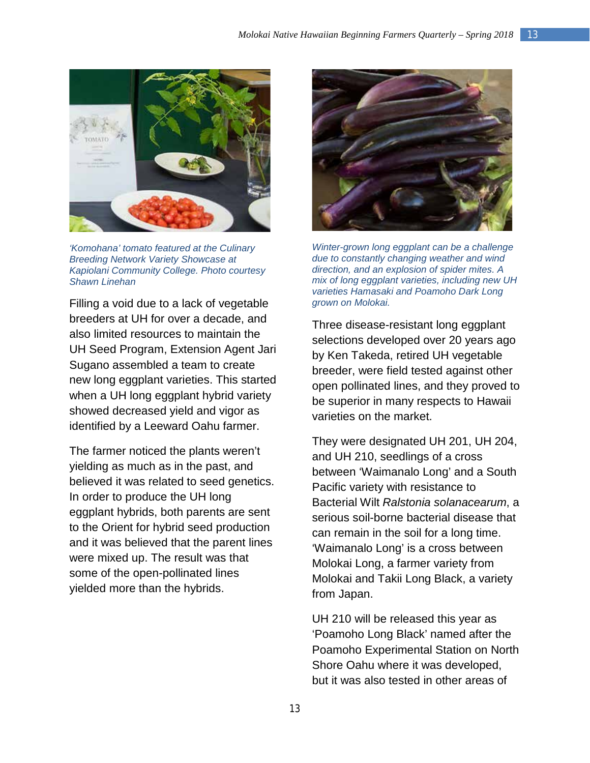*'Komohana' tomato featured at the Culinary Breeding Network Variety Showcase at Kapiolani Community College. Photo courtesy Shawn Linehan*

Filling a void due to a lack of vegetable breeders at UH for over a decade, and also limited resources to maintain the UH Seed Program, Extension Agent Jari Sugano assembled a team to create new long eggplant varieties. This started when a UH long eggplant hybrid variety showed decreased yield and vigor as identified by a Leeward Oahu farmer.

The farmer noticed the plants weren't yielding as much as in the past, and believed it was related to seed genetics. In order to produce the UH long eggplant hybrids, both parents are sent to the Orient for hybrid seed production and it was believed that the parent lines were mixed up. The result was that some of the open-pollinated lines yielded more than the hybrids.

*Winter-grown long eggplant can be a challenge due to constantly changing weather and wind direction, and an explosion of spider mites. A mix of long eggplant varieties, including new UH varieties Hamasaki and Poamoho Dark Long grown on Molokai.*

Three disease-resistant long eggplant selections developed over 20 years ago by Ken Takeda, retired UH vegetable breeder, were field tested against other open pollinated lines, and they proved to be superior in many respects to Hawaii varieties on the market.

They were designated UH 201, UH 204, and UH 210, seedlings of a cross between 'Waimanalo Long' and a South Pacific variety with resistance to Bacterial Wilt *Ralstonia solanacearum*, a serious soil-borne bacterial disease that can remain in the soil for a long time. 'Waimanalo Long' is a cross between Molokai Long, a farmer variety from Molokai and Takii Long Black, a variety from Japan.

UH 210 will be released this year as 'Poamoho Long Black' named after the Poamoho Experimental Station on North Shore Oahu where it was developed, but it was also tested in other areas of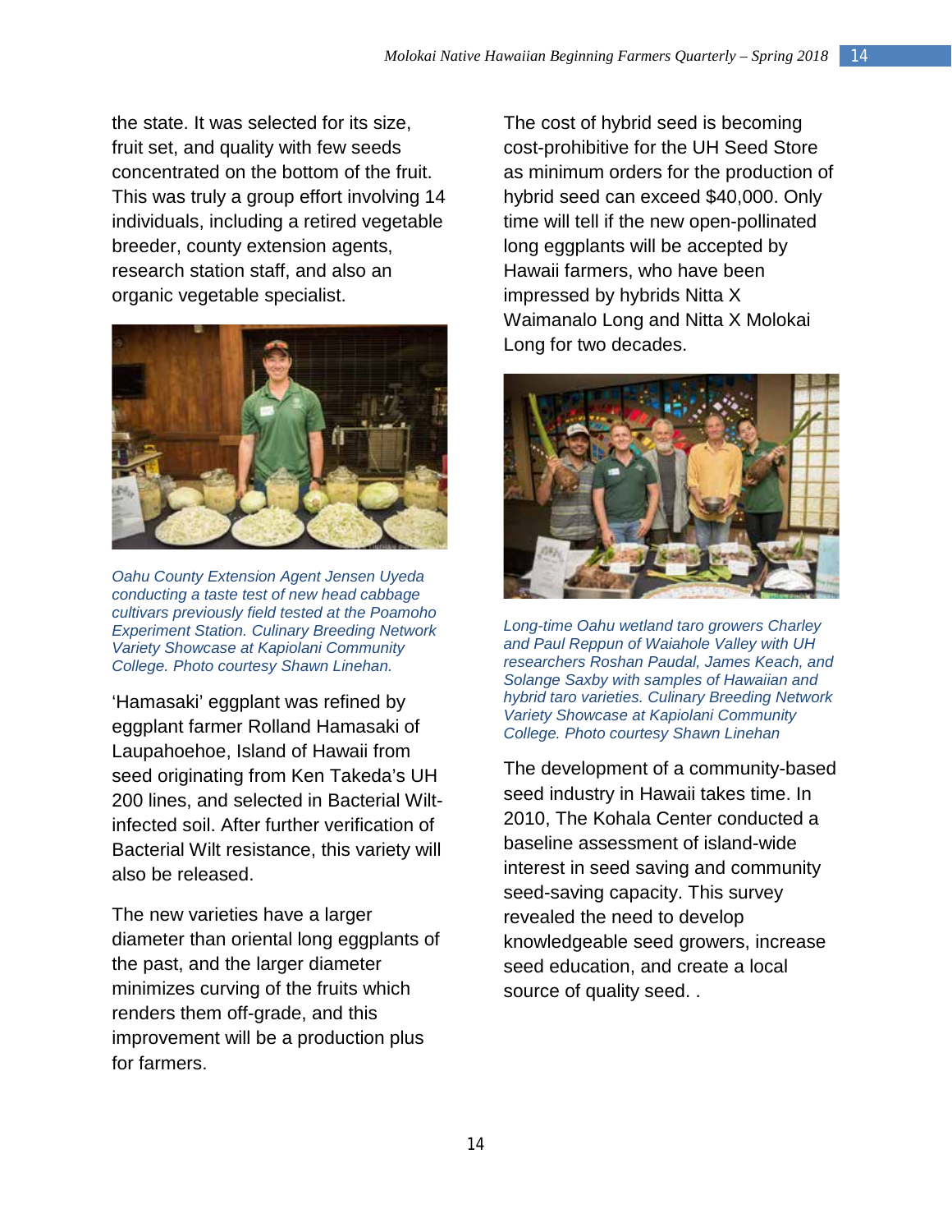the state. It was selected for its size, fruit set, and quality with few seeds concentrated on the bottom of the fruit. This was truly a group effort involving 14 individuals, including a retired vegetable breeder, county extension agents, research station staff, and also an organic vegetable specialist.

*Oahu County Extension Agent Jensen Uyeda conducting a taste test of new head cabbage cultivars previously field tested at the Poamoho Experiment Station. Culinary Breeding Network Variety Showcase at Kapiolani Community College. Photo courtesy Shawn Linehan.*

'Hamasaki' eggplant was refined by eggplant farmer Rolland Hamasaki of Laupahoehoe, Island of Hawaii from seed originating from Ken Takeda's UH 200 lines, and selected in Bacterial Wilt-infected soil. After further verification of Bacterial Wilt resistance, this variety will also be released.

The new varieties have a larger diameter than oriental long eggplants of the past, and the larger diameter minimizes curving of the fruits which renders them off-grade, and this improvement will be a production plus for farmers.

The cost of hybrid seed is becoming cost-prohibitive for the UH Seed Store as minimum orders for the production of hybrid seed can exceed $40,000. Only time will tell if the new open-pollinated long eggplants will be accepted by Hawaii farmers, who have been impressed by hybrids Nitta X Waimanalo Long and Nitta X Molokai Long for two decades.

*Long-time Oahu wetland taro growers Charley and Paul Reppun of Waiahole Valley with UH researchers Roshan Paudal, James Keach, and Solange Saxby with samples of Hawaiian and hybrid taro varieties. Culinary Breeding Network Variety Showcase at Kapiolani Community College. Photo courtesy Shawn Linehan*

The development of a community-based seed industry in Hawaii takes time. In 2010, The Kohala Center conducted a baseline assessment of island-wide interest in seed saving and community seed-saving capacity. This survey revealed the need to develop knowledgeable seed growers, increase seed education, and create a local source of quality seed. .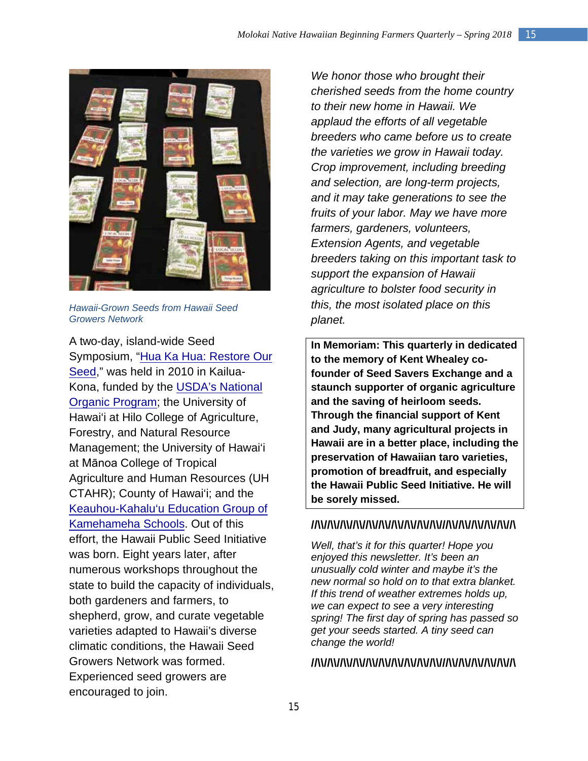*Hawaii-Grown Seeds from Hawaii Seed Growers Network*

A two-day, island-wide Seed Symposium, "Hua Ka Hua: Restore Our Seed," was held in 2010 in Kailua-Kona, funded by the USDA's National Organic Program; the University of Hawai'i at Hilo College of Agriculture, Forestry, and Natural Resource Management; the University of Hawai'i at Mānoa College of Tropical Agriculture and Human Resources (UH CTAHR); County of Hawai'i; and the Keauhou-Kahalu'u Education Group of Kamehameha Schools. Out of this effort, the Hawaii Public Seed Initiative was born. Eight years later, after numerous workshops throughout the state to build the capacity of individuals, both gardeners and farmers, to shepherd, grow, and curate vegetable varieties adapted to Hawaii's diverse climatic conditions, the Hawaii Seed Growers Network was formed. Experienced seed growers are encouraged to join.

*We honor those who brought their cherished seeds from the home country to their new home in Hawaii. We applaud the efforts of all vegetable breeders who came before us to create the varieties we grow in Hawaii today. Crop improvement, including breeding and selection, are long-term projects, and it may take generations to see the fruits of your labor. May we have more farmers, gardeners, volunteers, Extension Agents, and vegetable breeders taking on this important task to support the expansion of Hawaii agriculture to bolster food security in this, the most isolated place on this planet.*

**In Memoriam: This quarterly in dedicated to the memory of Kent Whealey co-founder of Seed Savers Exchange and a staunch supporter of organic agriculture and the saving of heirloom seeds. Through the financial support of Kent and Judy, many agricultural projects in Hawaii are in a better place, including the preservation of Hawaiian taro varieties, promotion of breadfruit, and especially the Hawaii Public Seed Initiative. He will be sorely missed.**

**/\/\/\/\/\/\/\/\/\/\/\/\/\/\/\/\/\/\/\/\/\/\/\/\/\/\/\/\/\/\/\/\/\/\/\**

*Well, that's it for this quarter! Hope you enjoyed this newsletter. It's been an unusually cold winter and maybe it's the new normal so hold on to that extra blanket. If this trend of weather extremes holds up, we can expect to see a very interesting spring! The first day of spring has passed so get your seeds started. A tiny seed can change the world!*

**/\/\/\/\/\/\/\/\/\/\/\/\/\/\/\/\/\/\/\/\/\/\/\/\/\/\/\/\/\/\/\/\/\/\/\/\**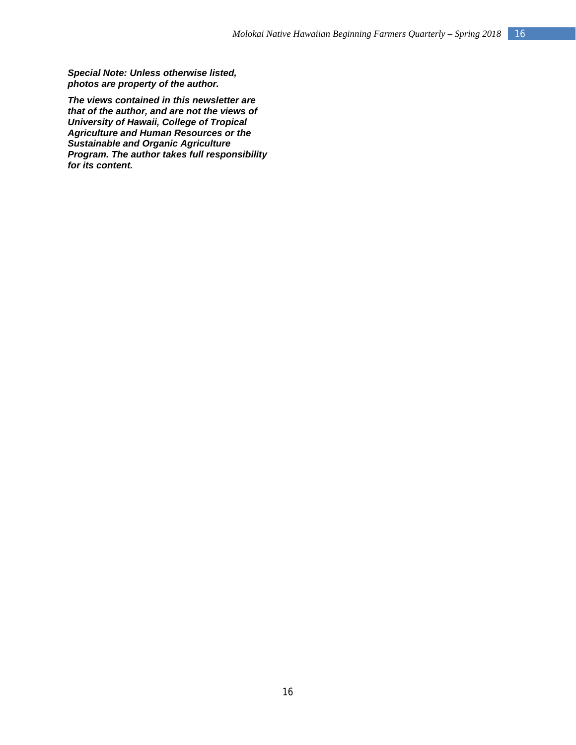***Special Note: Unless otherwise listed, photos are property of the author.***

***The views contained in this newsletter are that of the author, and are not the views of University of Hawaii, College of Tropical Agriculture and Human Resources or the Sustainable and Organic Agriculture Program. The author takes full responsibility for its content.***